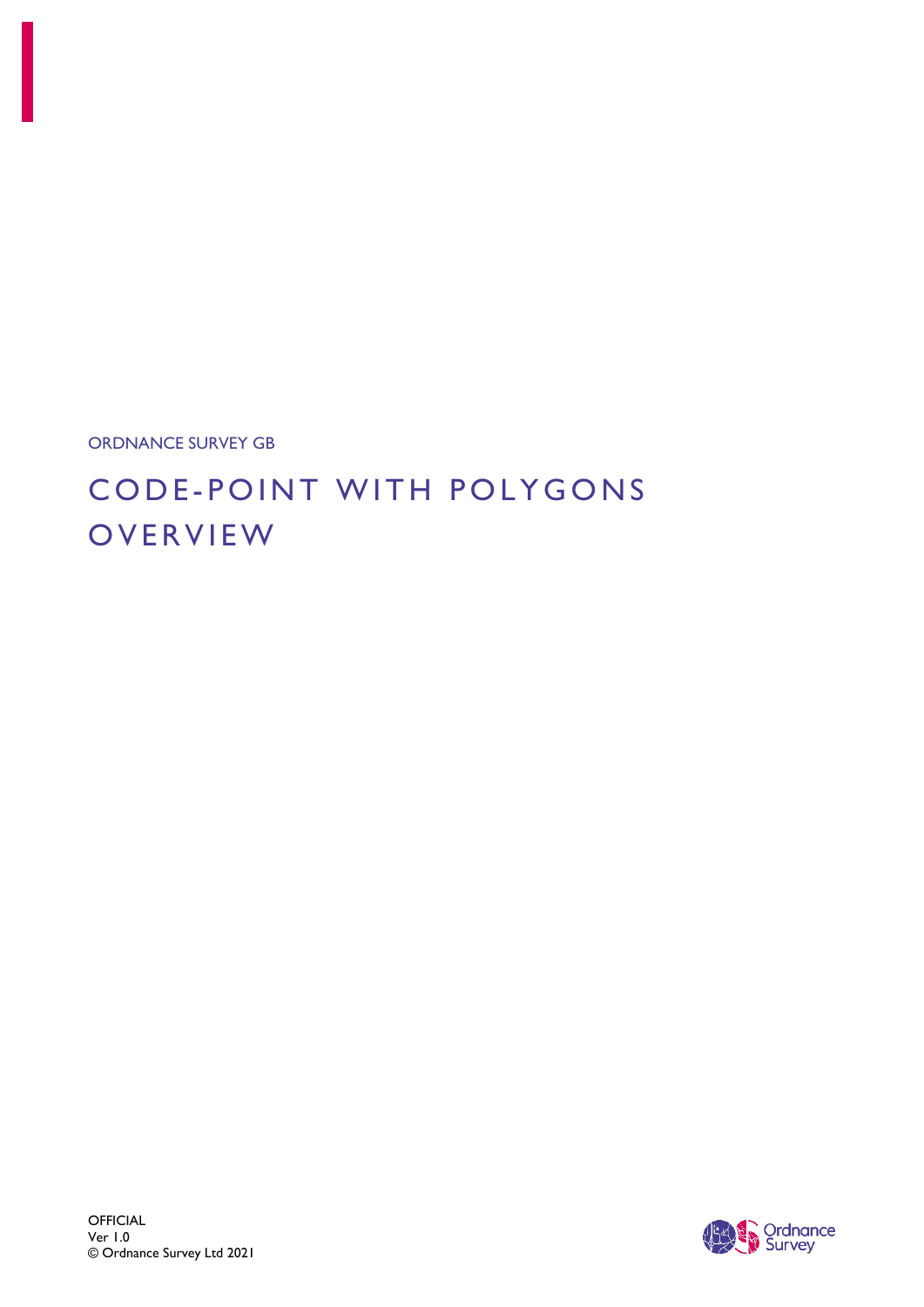ORDNANCE SURVEY GB

# CODE-POINT WITH POLYGONS OVERVIEW

OFFICIAL
Ver 1.0
© Ordnance Survey Ltd 2021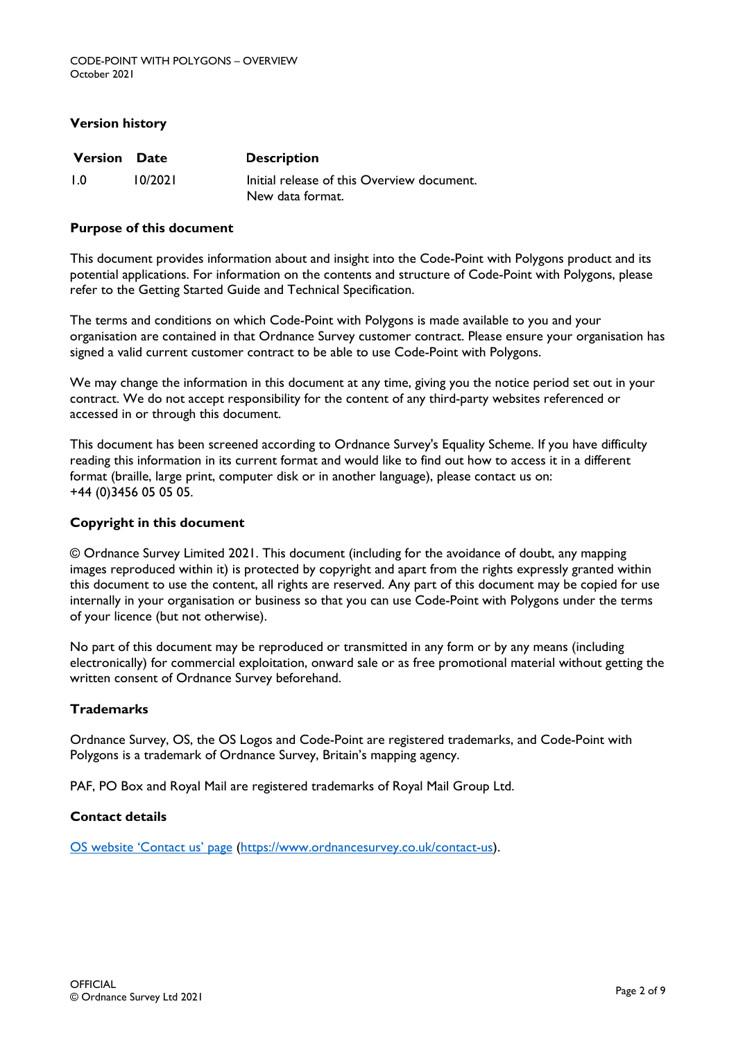## Version history

| Version | Date | Description |
|---|---|---|
| 1.0 | 10/2021 | Initial release of this Overview document. New data format. |

## Purpose of this document

This document provides information about and insight into the Code-Point with Polygons product and its potential applications. For information on the contents and structure of Code-Point with Polygons, please refer to the Getting Started Guide and Technical Specification.

The terms and conditions on which Code-Point with Polygons is made available to you and your organisation are contained in that Ordnance Survey customer contract. Please ensure your organisation has signed a valid current customer contract to be able to use Code-Point with Polygons.

We may change the information in this document at any time, giving you the notice period set out in your contract. We do not accept responsibility for the content of any third-party websites referenced or accessed in or through this document.

This document has been screened according to Ordnance Survey's Equality Scheme. If you have difficulty reading this information in its current format and would like to find out how to access it in a different format (braille, large print, computer disk or in another language), please contact us on: +44 (0)3456 05 05 05.

## Copyright in this document

© Ordnance Survey Limited 2021. This document (including for the avoidance of doubt, any mapping images reproduced within it) is protected by copyright and apart from the rights expressly granted within this document to use the content, all rights are reserved. Any part of this document may be copied for use internally in your organisation or business so that you can use Code-Point with Polygons under the terms of your licence (but not otherwise).

No part of this document may be reproduced or transmitted in any form or by any means (including electronically) for commercial exploitation, onward sale or as free promotional material without getting the written consent of Ordnance Survey beforehand.

## Trademarks

Ordnance Survey, OS, the OS Logos and Code-Point are registered trademarks, and Code-Point with Polygons is a trademark of Ordnance Survey, Britain's mapping agency.

PAF, PO Box and Royal Mail are registered trademarks of Royal Mail Group Ltd.

## Contact details

[OS website 'Contact us' page](https://www.ordnancesurvey.co.uk/contact-us) (https://www.ordnancesurvey.co.uk/contact-us).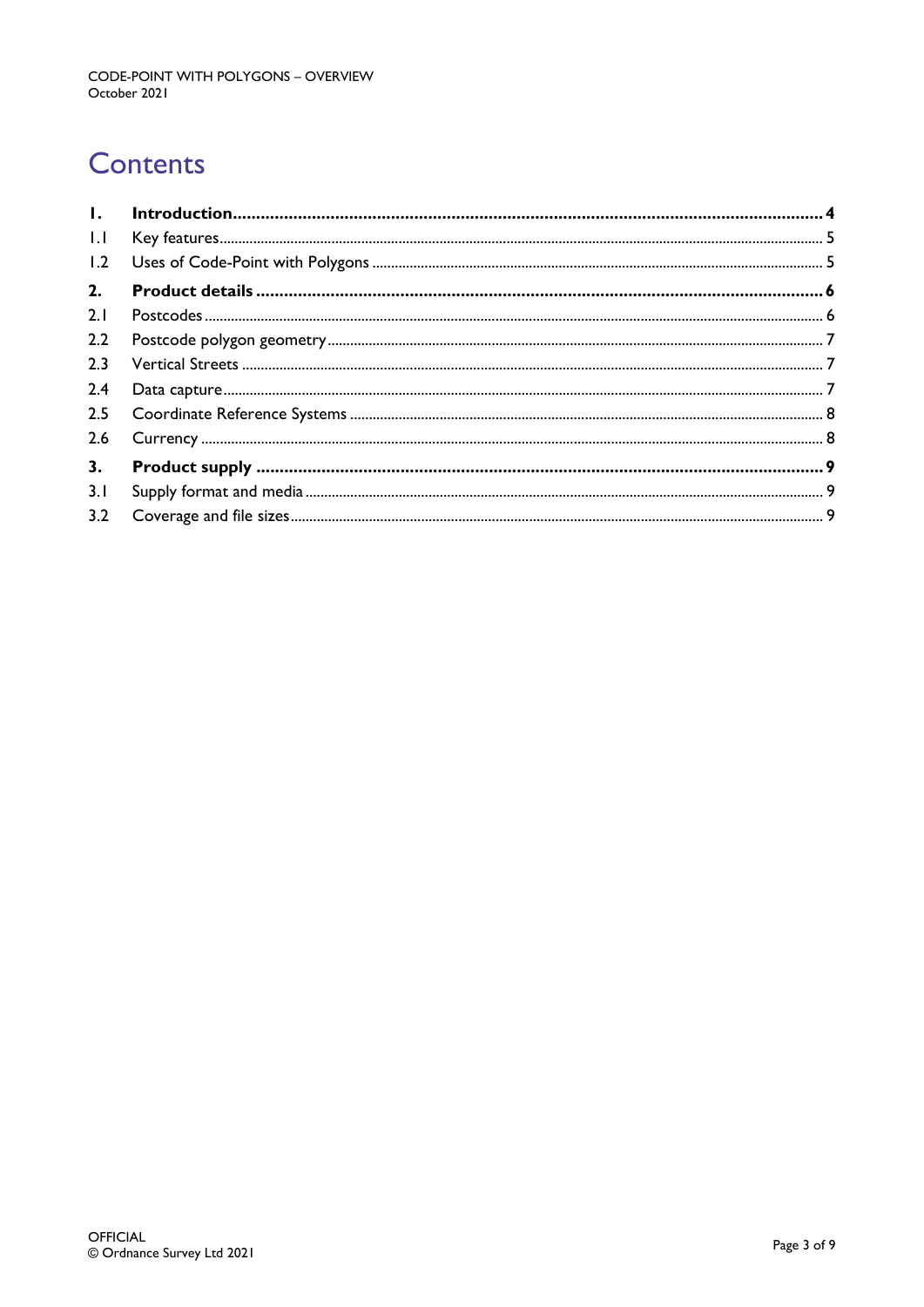# Contents

| | | |
|---|---|---|
| **1.** | **Introduction** | **4** |
| 1.1 | Key features | 5 |
| 1.2 | Uses of Code-Point with Polygons | 5 |
| **2.** | **Product details** | **6** |
| 2.1 | Postcodes | 6 |
| 2.2 | Postcode polygon geometry | 7 |
| 2.3 | Vertical Streets | 7 |
| 2.4 | Data capture | 7 |
| 2.5 | Coordinate Reference Systems | 8 |
| 2.6 | Currency | 8 |
| **3.** | **Product supply** | **9** |
| 3.1 | Supply format and media | 9 |
| 3.2 | Coverage and file sizes | 9 |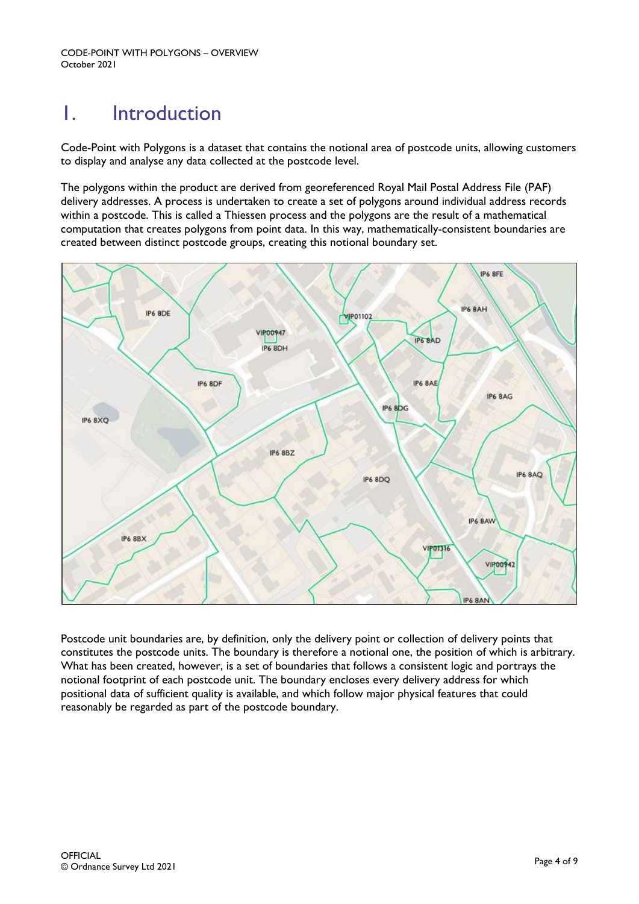# 1. Introduction

Code-Point with Polygons is a dataset that contains the notional area of postcode units, allowing customers to display and analyse any data collected at the postcode level.

The polygons within the product are derived from georeferenced Royal Mail Postal Address File (PAF) delivery addresses. A process is undertaken to create a set of polygons around individual address records within a postcode. This is called a Thiessen process and the polygons are the result of a mathematical computation that creates polygons from point data. In this way, mathematically-consistent boundaries are created between distinct postcode groups, creating this notional boundary set.

Postcode unit boundaries are, by definition, only the delivery point or collection of delivery points that constitutes the postcode units. The boundary is therefore a notional one, the position of which is arbitrary. What has been created, however, is a set of boundaries that follows a consistent logic and portrays the notional footprint of each postcode unit. The boundary encloses every delivery address for which positional data of sufficient quality is available, and which follow major physical features that could reasonably be regarded as part of the postcode boundary.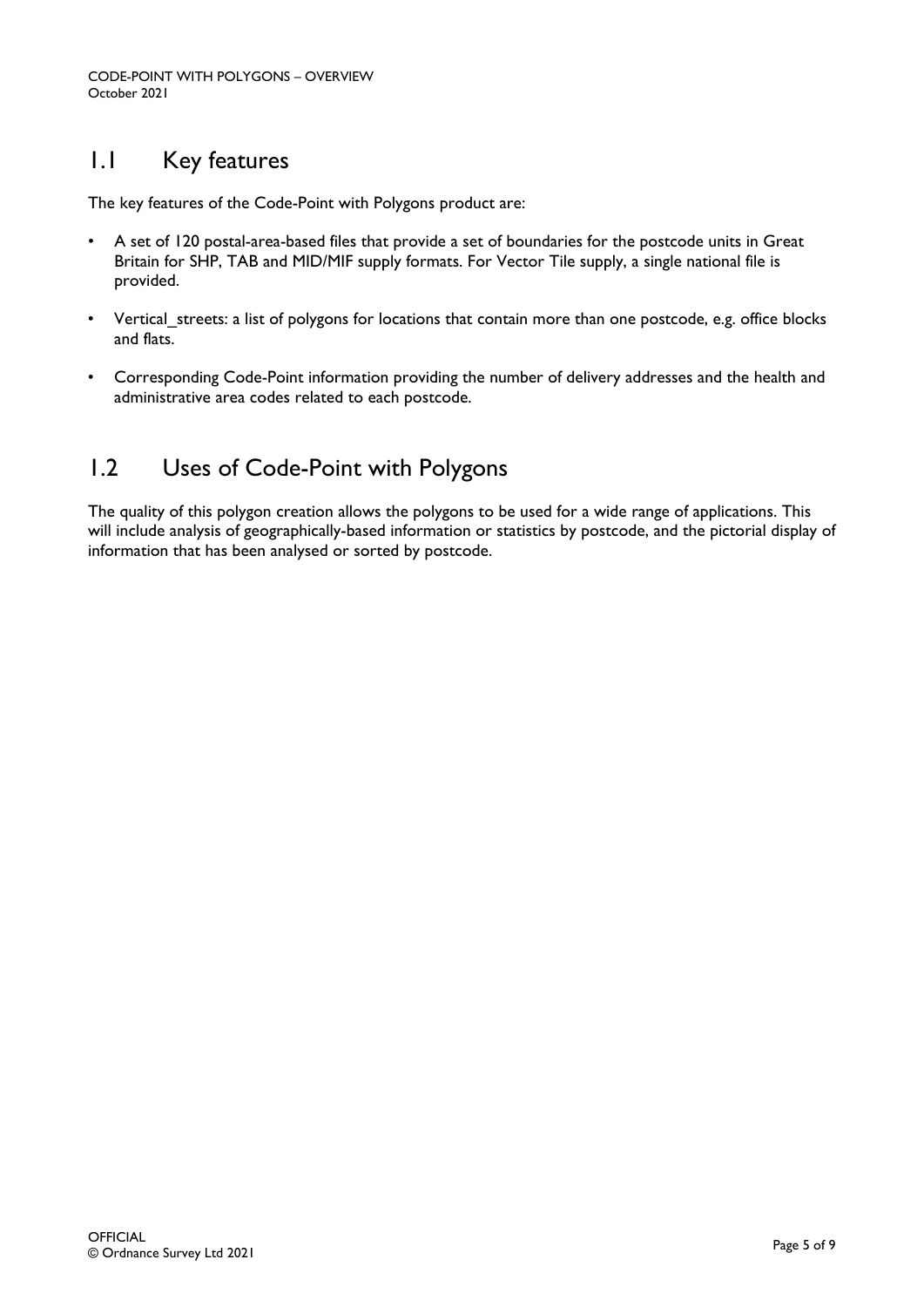## 1.1 Key features

The key features of the Code-Point with Polygons product are:

- A set of 120 postal-area-based files that provide a set of boundaries for the postcode units in Great Britain for SHP, TAB and MID/MIF supply formats. For Vector Tile supply, a single national file is provided.
- Vertical_streets: a list of polygons for locations that contain more than one postcode, e.g. office blocks and flats.
- Corresponding Code-Point information providing the number of delivery addresses and the health and administrative area codes related to each postcode.

## 1.2 Uses of Code-Point with Polygons

The quality of this polygon creation allows the polygons to be used for a wide range of applications. This will include analysis of geographically-based information or statistics by postcode, and the pictorial display of information that has been analysed or sorted by postcode.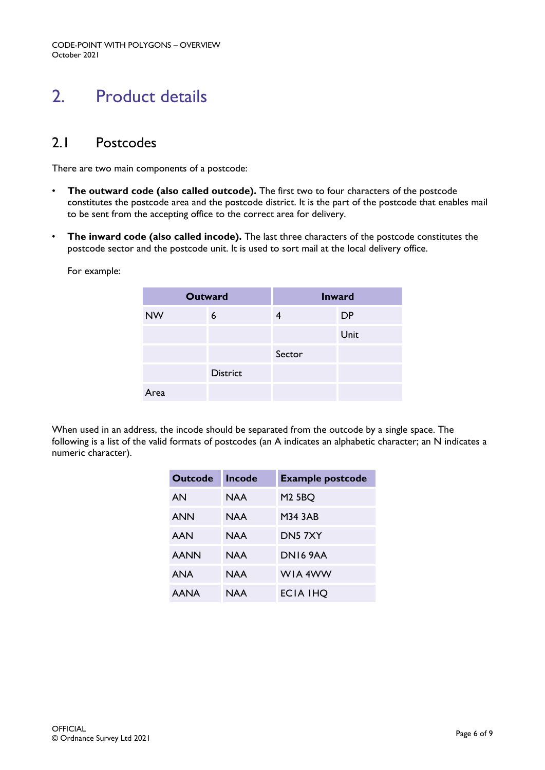# 2. Product details

## 2.1 Postcodes

There are two main components of a postcode:

- **The outward code (also called outcode).** The first two to four characters of the postcode constitutes the postcode area and the postcode district. It is the part of the postcode that enables mail to be sent from the accepting office to the correct area for delivery.
- **The inward code (also called incode).** The last three characters of the postcode constitutes the postcode sector and the postcode unit. It is used to sort mail at the local delivery office.

For example:

| Outward | | Inward | |
|---|---|---|---|
| NW | 6 | 4 | DP |
| | | | Unit |
| | | Sector | |
| | District | | |
| Area | | | |

When used in an address, the incode should be separated from the outcode by a single space. The following is a list of the valid formats of postcodes (an A indicates an alphabetic character; an N indicates a numeric character).

| Outcode | Incode | Example postcode |
|---|---|---|
| AN | NAA | M2 5BQ |
| ANN | NAA | M34 3AB |
| AAN | NAA | DN5 7XY |
| AANN | NAA | DN16 9AA |
| ANA | NAA | W1A 4WW |
| AANA | NAA | EC1A 1HQ |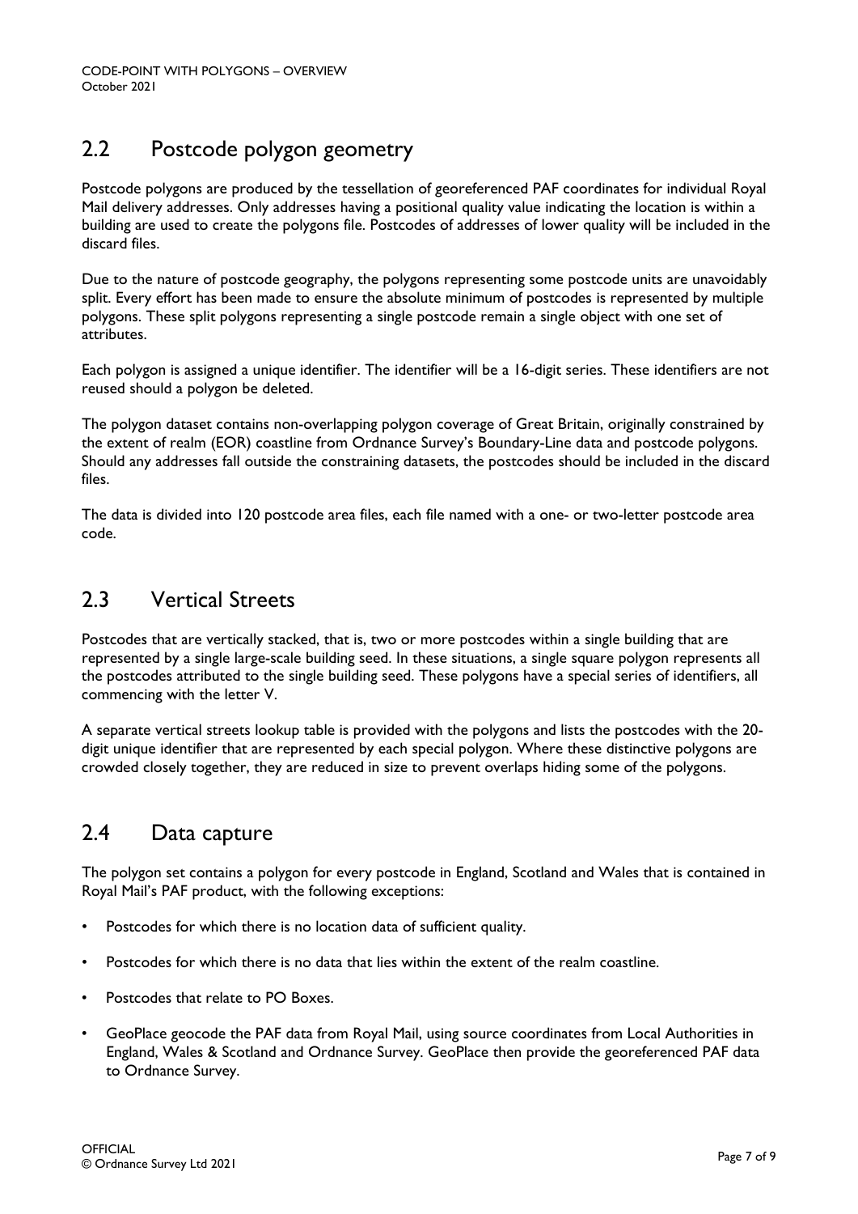## 2.2 Postcode polygon geometry

Postcode polygons are produced by the tessellation of georeferenced PAF coordinates for individual Royal Mail delivery addresses. Only addresses having a positional quality value indicating the location is within a building are used to create the polygons file. Postcodes of addresses of lower quality will be included in the discard files.

Due to the nature of postcode geography, the polygons representing some postcode units are unavoidably split. Every effort has been made to ensure the absolute minimum of postcodes is represented by multiple polygons. These split polygons representing a single postcode remain a single object with one set of attributes.

Each polygon is assigned a unique identifier. The identifier will be a 16-digit series. These identifiers are not reused should a polygon be deleted.

The polygon dataset contains non-overlapping polygon coverage of Great Britain, originally constrained by the extent of realm (EOR) coastline from Ordnance Survey's Boundary-Line data and postcode polygons. Should any addresses fall outside the constraining datasets, the postcodes should be included in the discard files.

The data is divided into 120 postcode area files, each file named with a one- or two-letter postcode area code.

## 2.3 Vertical Streets

Postcodes that are vertically stacked, that is, two or more postcodes within a single building that are represented by a single large-scale building seed. In these situations, a single square polygon represents all the postcodes attributed to the single building seed. These polygons have a special series of identifiers, all commencing with the letter V.

A separate vertical streets lookup table is provided with the polygons and lists the postcodes with the 20-digit unique identifier that are represented by each special polygon. Where these distinctive polygons are crowded closely together, they are reduced in size to prevent overlaps hiding some of the polygons.

## 2.4 Data capture

The polygon set contains a polygon for every postcode in England, Scotland and Wales that is contained in Royal Mail's PAF product, with the following exceptions:

- Postcodes for which there is no location data of sufficient quality.
- Postcodes for which there is no data that lies within the extent of the realm coastline.
- Postcodes that relate to PO Boxes.
- GeoPlace geocode the PAF data from Royal Mail, using source coordinates from Local Authorities in England, Wales & Scotland and Ordnance Survey. GeoPlace then provide the georeferenced PAF data to Ordnance Survey.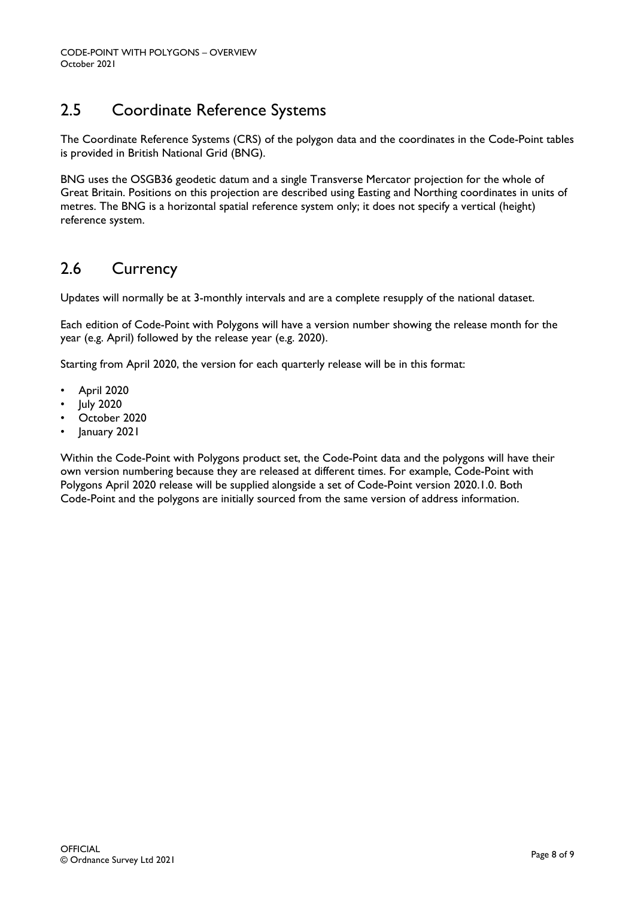## 2.5 Coordinate Reference Systems

The Coordinate Reference Systems (CRS) of the polygon data and the coordinates in the Code-Point tables is provided in British National Grid (BNG).

BNG uses the OSGB36 geodetic datum and a single Transverse Mercator projection for the whole of Great Britain. Positions on this projection are described using Easting and Northing coordinates in units of metres. The BNG is a horizontal spatial reference system only; it does not specify a vertical (height) reference system.

## 2.6 Currency

Updates will normally be at 3-monthly intervals and are a complete resupply of the national dataset.

Each edition of Code-Point with Polygons will have a version number showing the release month for the year (e.g. April) followed by the release year (e.g. 2020).

Starting from April 2020, the version for each quarterly release will be in this format:

- April 2020
- July 2020
- October 2020
- January 2021

Within the Code-Point with Polygons product set, the Code-Point data and the polygons will have their own version numbering because they are released at different times. For example, Code-Point with Polygons April 2020 release will be supplied alongside a set of Code-Point version 2020.1.0. Both Code-Point and the polygons are initially sourced from the same version of address information.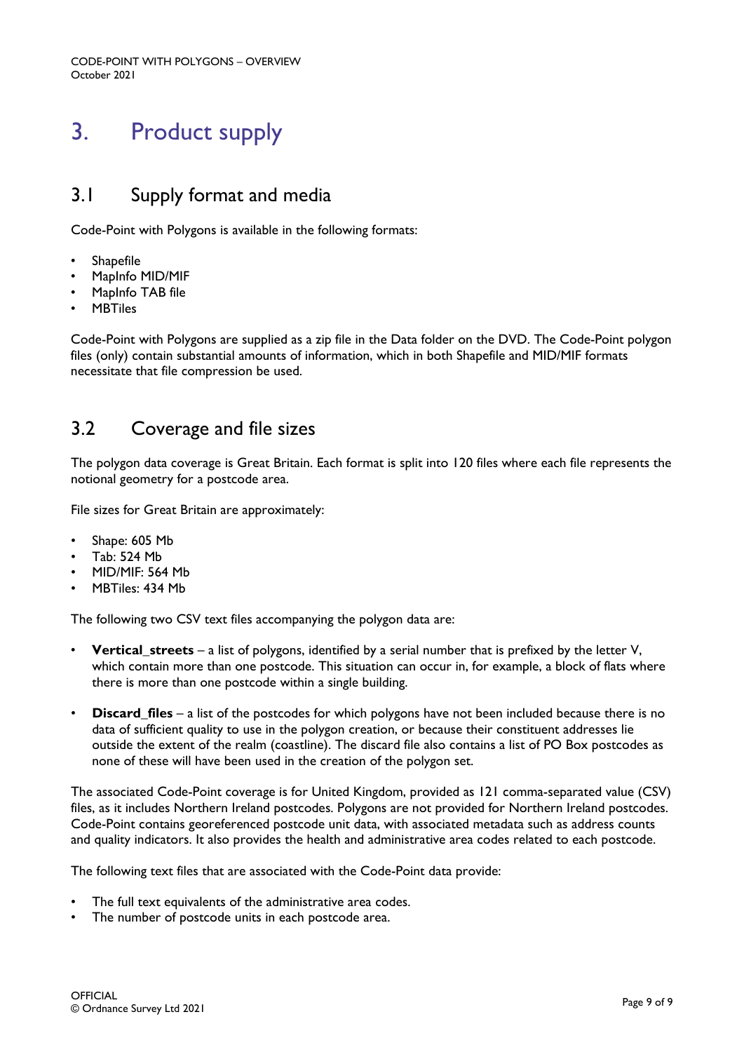# 3. Product supply

## 3.1 Supply format and media

Code-Point with Polygons is available in the following formats:

- Shapefile
- MapInfo MID/MIF
- MapInfo TAB file
- MBTiles

Code-Point with Polygons are supplied as a zip file in the Data folder on the DVD. The Code-Point polygon files (only) contain substantial amounts of information, which in both Shapefile and MID/MIF formats necessitate that file compression be used.

## 3.2 Coverage and file sizes

The polygon data coverage is Great Britain. Each format is split into 120 files where each file represents the notional geometry for a postcode area.

File sizes for Great Britain are approximately:

- Shape: 605 Mb
- Tab: 524 Mb
- MID/MIF: 564 Mb
- MBTiles: 434 Mb

The following two CSV text files accompanying the polygon data are:

- **Vertical_streets** – a list of polygons, identified by a serial number that is prefixed by the letter V, which contain more than one postcode. This situation can occur in, for example, a block of flats where there is more than one postcode within a single building.

- **Discard_files** – a list of the postcodes for which polygons have not been included because there is no data of sufficient quality to use in the polygon creation, or because their constituent addresses lie outside the extent of the realm (coastline). The discard file also contains a list of PO Box postcodes as none of these will have been used in the creation of the polygon set.

The associated Code-Point coverage is for United Kingdom, provided as 121 comma-separated value (CSV) files, as it includes Northern Ireland postcodes. Polygons are not provided for Northern Ireland postcodes. Code-Point contains georeferenced postcode unit data, with associated metadata such as address counts and quality indicators. It also provides the health and administrative area codes related to each postcode.

The following text files that are associated with the Code-Point data provide:

- The full text equivalents of the administrative area codes.
- The number of postcode units in each postcode area.